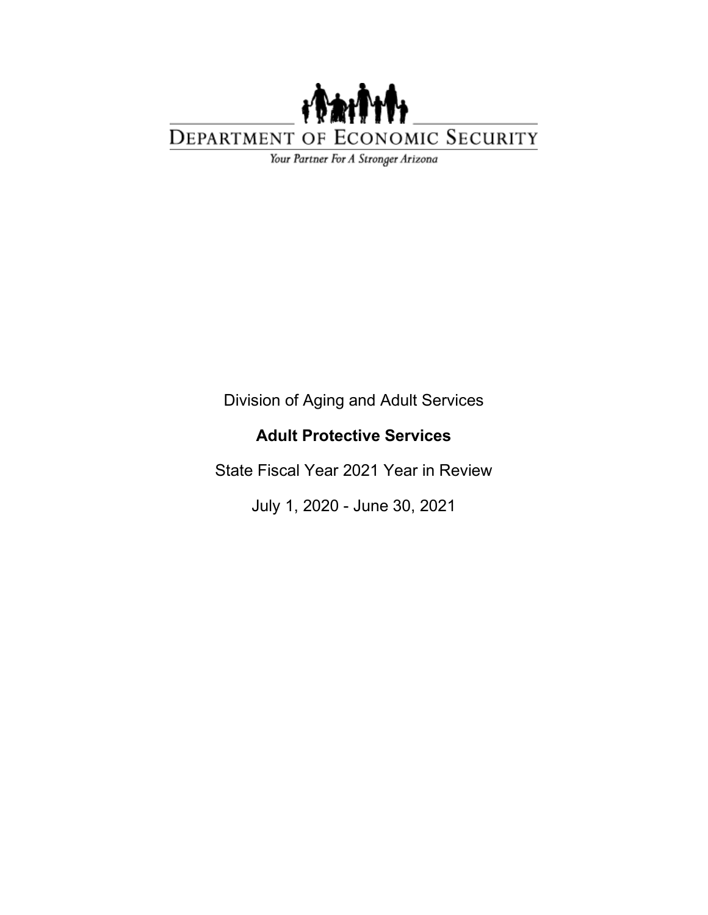DEPARTMENT OF ECONOMIC SECURITY

*Your Partner For A Stronger Arizona*

Division of Aging and Adult Services

# Adult Protective Services

State Fiscal Year 2021 Year in Review

July 1, 2020 - June 30, 2021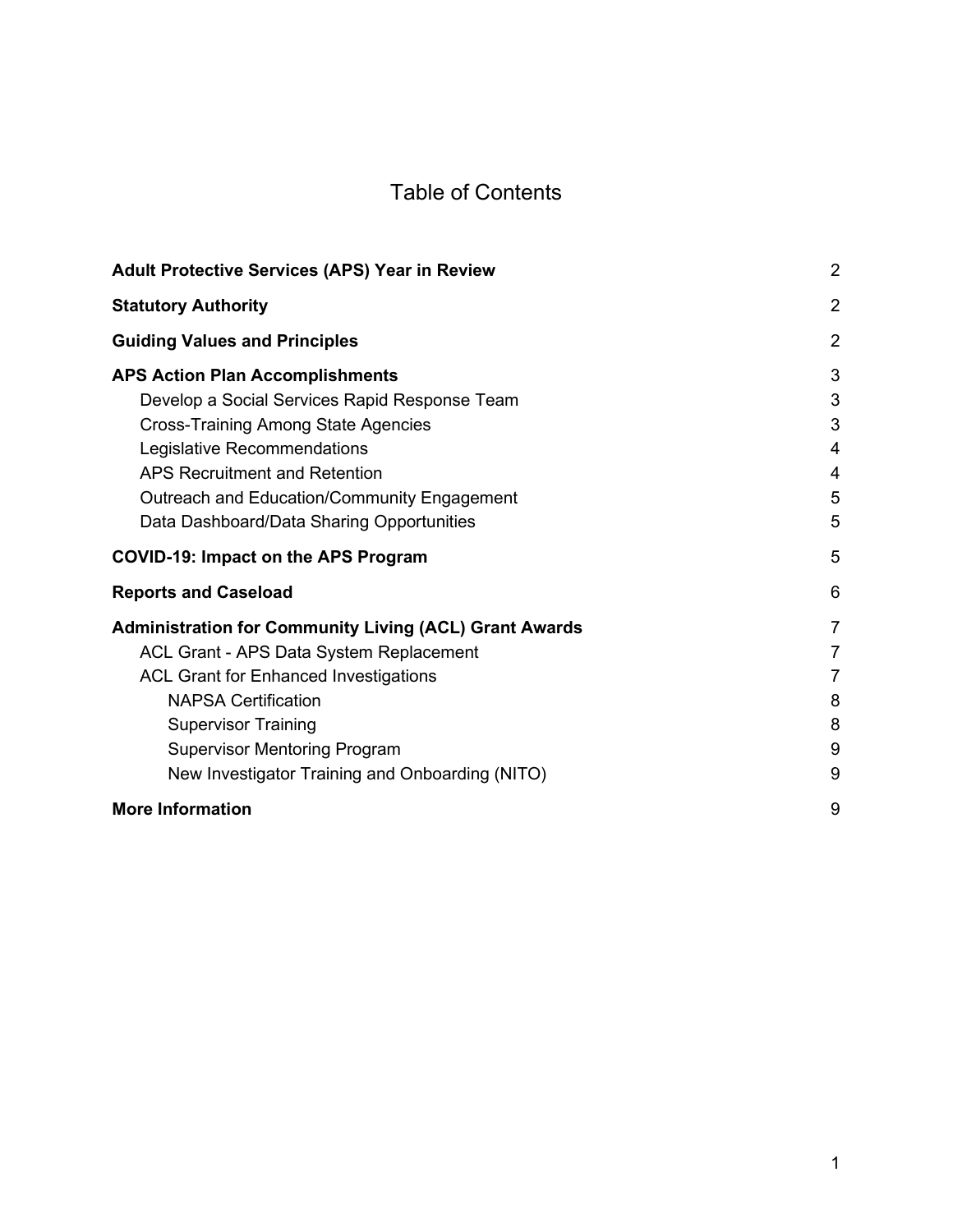# Table of Contents

**Adult Protective Services (APS) Year in Review** 2

**Statutory Authority** 2

**Guiding Values and Principles** 2

**APS Action Plan Accomplishments** 3

- Develop a Social Services Rapid Response Team 3
- Cross-Training Among State Agencies 3
- Legislative Recommendations 4
- APS Recruitment and Retention 4
- Outreach and Education/Community Engagement 5
- Data Dashboard/Data Sharing Opportunities 5

**COVID-19: Impact on the APS Program** 5

**Reports and Caseload** 6

**Administration for Community Living (ACL) Grant Awards** 7

- ACL Grant - APS Data System Replacement 7
- ACL Grant for Enhanced Investigations 7
  - NAPSA Certification 8
  - Supervisor Training 8
  - Supervisor Mentoring Program 9
  - New Investigator Training and Onboarding (NITO) 9

**More Information** 9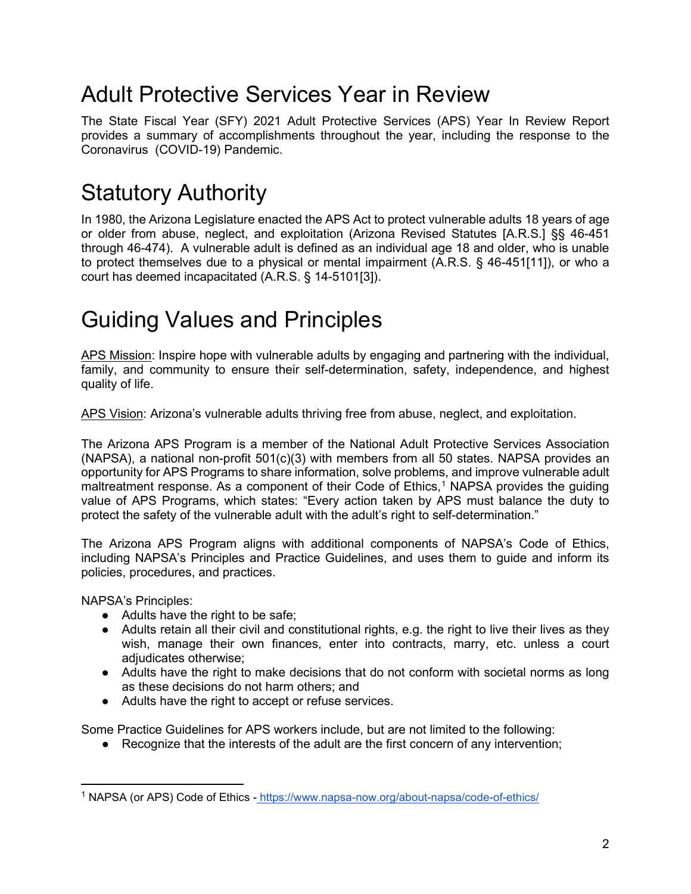# Adult Protective Services Year in Review

The State Fiscal Year (SFY) 2021 Adult Protective Services (APS) Year In Review Report provides a summary of accomplishments throughout the year, including the response to the Coronavirus (COVID-19) Pandemic.

# Statutory Authority

In 1980, the Arizona Legislature enacted the APS Act to protect vulnerable adults 18 years of age or older from abuse, neglect, and exploitation (Arizona Revised Statutes [A.R.S.] §§ 46-451 through 46-474). A vulnerable adult is defined as an individual age 18 and older, who is unable to protect themselves due to a physical or mental impairment (A.R.S. § 46-451[11]), or who a court has deemed incapacitated (A.R.S. § 14-5101[3]).

# Guiding Values and Principles

<u>APS Mission</u>: Inspire hope with vulnerable adults by engaging and partnering with the individual, family, and community to ensure their self-determination, safety, independence, and highest quality of life.

<u>APS Vision</u>: Arizona's vulnerable adults thriving free from abuse, neglect, and exploitation.

The Arizona APS Program is a member of the National Adult Protective Services Association (NAPSA), a national non-profit 501(c)(3) with members from all 50 states. NAPSA provides an opportunity for APS Programs to share information, solve problems, and improve vulnerable adult maltreatment response. As a component of their Code of Ethics,[1] NAPSA provides the guiding value of APS Programs, which states: "Every action taken by APS must balance the duty to protect the safety of the vulnerable adult with the adult's right to self-determination."

The Arizona APS Program aligns with additional components of NAPSA's Code of Ethics, including NAPSA's Principles and Practice Guidelines, and uses them to guide and inform its policies, procedures, and practices.

NAPSA's Principles:

- Adults have the right to be safe;
- Adults retain all their civil and constitutional rights, e.g. the right to live their lives as they wish, manage their own finances, enter into contracts, marry, etc. unless a court adjudicates otherwise;
- Adults have the right to make decisions that do not conform with societal norms as long as these decisions do not harm others; and
- Adults have the right to accept or refuse services.

Some Practice Guidelines for APS workers include, but are not limited to the following:

- Recognize that the interests of the adult are the first concern of any intervention;

---

[1] NAPSA (or APS) Code of Ethics - https://www.napsa-now.org/about-napsa/code-of-ethics/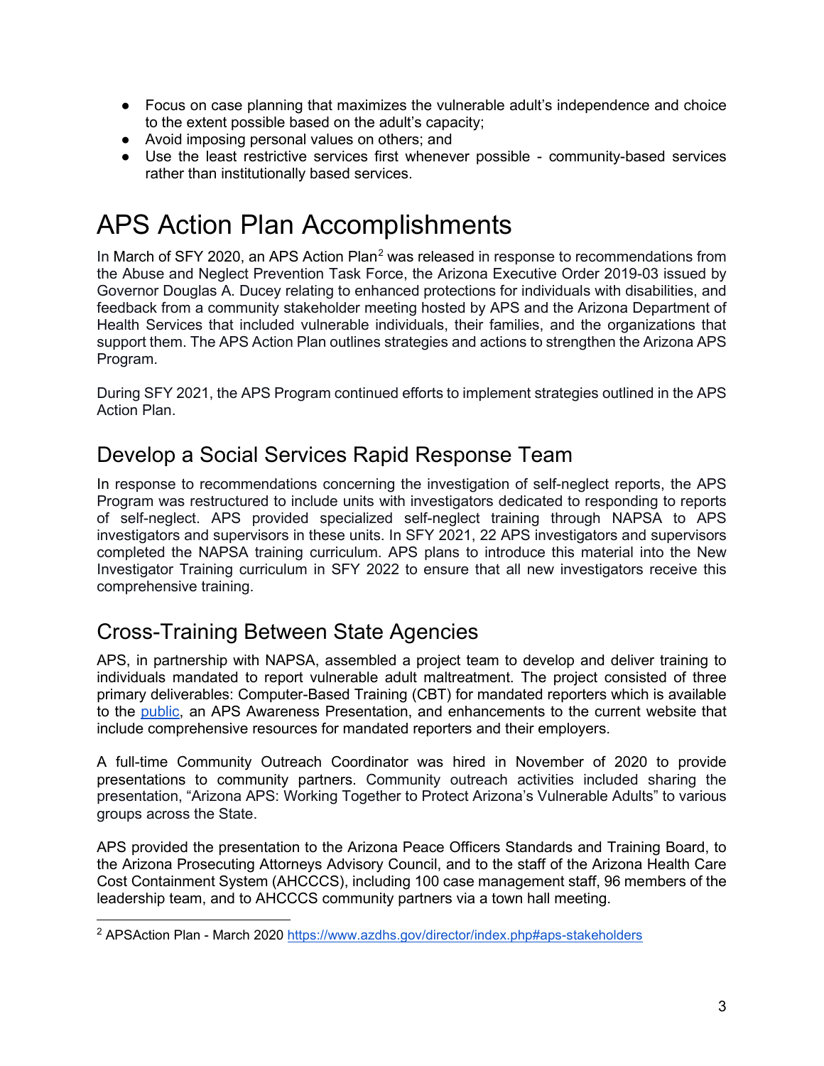- Focus on case planning that maximizes the vulnerable adult's independence and choice to the extent possible based on the adult's capacity;
- Avoid imposing personal values on others; and
- Use the least restrictive services first whenever possible - community-based services rather than institutionally based services.

# APS Action Plan Accomplishments

In March of SFY 2020, an APS Action Plan[2] was released in response to recommendations from the Abuse and Neglect Prevention Task Force, the Arizona Executive Order 2019-03 issued by Governor Douglas A. Ducey relating to enhanced protections for individuals with disabilities, and feedback from a community stakeholder meeting hosted by APS and the Arizona Department of Health Services that included vulnerable individuals, their families, and the organizations that support them. The APS Action Plan outlines strategies and actions to strengthen the Arizona APS Program.

During SFY 2021, the APS Program continued efforts to implement strategies outlined in the APS Action Plan.

## Develop a Social Services Rapid Response Team

In response to recommendations concerning the investigation of self-neglect reports, the APS Program was restructured to include units with investigators dedicated to responding to reports of self-neglect. APS provided specialized self-neglect training through NAPSA to APS investigators and supervisors in these units. In SFY 2021, 22 APS investigators and supervisors completed the NAPSA training curriculum. APS plans to introduce this material into the New Investigator Training curriculum in SFY 2022 to ensure that all new investigators receive this comprehensive training.

## Cross-Training Between State Agencies

APS, in partnership with NAPSA, assembled a project team to develop and deliver training to individuals mandated to report vulnerable adult maltreatment. The project consisted of three primary deliverables: Computer-Based Training (CBT) for mandated reporters which is available to the public, an APS Awareness Presentation, and enhancements to the current website that include comprehensive resources for mandated reporters and their employers.

A full-time Community Outreach Coordinator was hired in November of 2020 to provide presentations to community partners. Community outreach activities included sharing the presentation, "Arizona APS: Working Together to Protect Arizona's Vulnerable Adults" to various groups across the State.

APS provided the presentation to the Arizona Peace Officers Standards and Training Board, to the Arizona Prosecuting Attorneys Advisory Council, and to the staff of the Arizona Health Care Cost Containment System (AHCCCS), including 100 case management staff, 96 members of the leadership team, and to AHCCCS community partners via a town hall meeting.

[2] APSAction Plan - March 2020 https://www.azdhs.gov/director/index.php#aps-stakeholders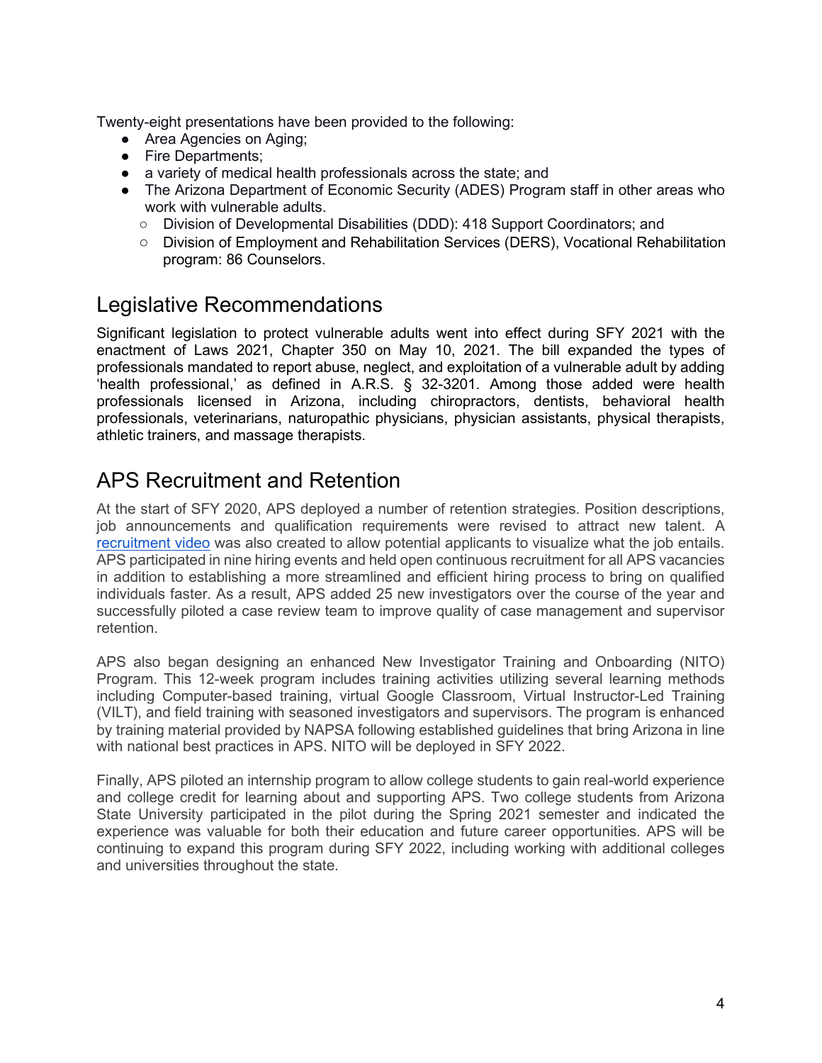Twenty-eight presentations have been provided to the following:

- Area Agencies on Aging;
- Fire Departments;
- a variety of medical health professionals across the state; and
- The Arizona Department of Economic Security (ADES) Program staff in other areas who work with vulnerable adults.
    - Division of Developmental Disabilities (DDD): 418 Support Coordinators; and
    - Division of Employment and Rehabilitation Services (DERS), Vocational Rehabilitation program: 86 Counselors.

## Legislative Recommendations

Significant legislation to protect vulnerable adults went into effect during SFY 2021 with the enactment of Laws 2021, Chapter 350 on May 10, 2021. The bill expanded the types of professionals mandated to report abuse, neglect, and exploitation of a vulnerable adult by adding 'health professional,' as defined in A.R.S. § 32-3201. Among those added were health professionals licensed in Arizona, including chiropractors, dentists, behavioral health professionals, veterinarians, naturopathic physicians, physician assistants, physical therapists, athletic trainers, and massage therapists.

## APS Recruitment and Retention

At the start of SFY 2020, APS deployed a number of retention strategies. Position descriptions, job announcements and qualification requirements were revised to attract new talent. A recruitment video was also created to allow potential applicants to visualize what the job entails. APS participated in nine hiring events and held open continuous recruitment for all APS vacancies in addition to establishing a more streamlined and efficient hiring process to bring on qualified individuals faster. As a result, APS added 25 new investigators over the course of the year and successfully piloted a case review team to improve quality of case management and supervisor retention.

APS also began designing an enhanced New Investigator Training and Onboarding (NITO) Program. This 12-week program includes training activities utilizing several learning methods including Computer-based training, virtual Google Classroom, Virtual Instructor-Led Training (VILT), and field training with seasoned investigators and supervisors. The program is enhanced by training material provided by NAPSA following established guidelines that bring Arizona in line with national best practices in APS. NITO will be deployed in SFY 2022.

Finally, APS piloted an internship program to allow college students to gain real-world experience and college credit for learning about and supporting APS. Two college students from Arizona State University participated in the pilot during the Spring 2021 semester and indicated the experience was valuable for both their education and future career opportunities. APS will be continuing to expand this program during SFY 2022, including working with additional colleges and universities throughout the state.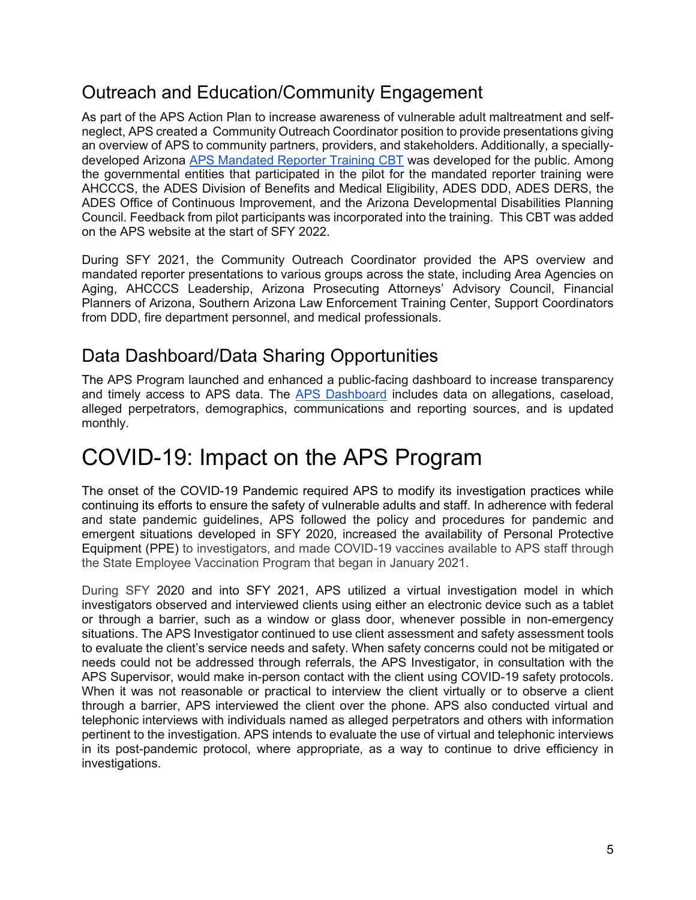## Outreach and Education/Community Engagement

As part of the APS Action Plan to increase awareness of vulnerable adult maltreatment and self-neglect, APS created a Community Outreach Coordinator position to provide presentations giving an overview of APS to community partners, providers, and stakeholders. Additionally, a specially-developed Arizona [APS Mandated Reporter Training CBT]() was developed for the public. Among the governmental entities that participated in the pilot for the mandated reporter training were AHCCCS, the ADES Division of Benefits and Medical Eligibility, ADES DDD, ADES DERS, the ADES Office of Continuous Improvement, and the Arizona Developmental Disabilities Planning Council. Feedback from pilot participants was incorporated into the training. This CBT was added on the APS website at the start of SFY 2022.

During SFY 2021, the Community Outreach Coordinator provided the APS overview and mandated reporter presentations to various groups across the state, including Area Agencies on Aging, AHCCCS Leadership, Arizona Prosecuting Attorneys' Advisory Council, Financial Planners of Arizona, Southern Arizona Law Enforcement Training Center, Support Coordinators from DDD, fire department personnel, and medical professionals.

## Data Dashboard/Data Sharing Opportunities

The APS Program launched and enhanced a public-facing dashboard to increase transparency and timely access to APS data. The [APS Dashboard]() includes data on allegations, caseload, alleged perpetrators, demographics, communications and reporting sources, and is updated monthly.

# COVID-19: Impact on the APS Program

The onset of the COVID-19 Pandemic required APS to modify its investigation practices while continuing its efforts to ensure the safety of vulnerable adults and staff. In adherence with federal and state pandemic guidelines, APS followed the policy and procedures for pandemic and emergent situations developed in SFY 2020, increased the availability of Personal Protective Equipment (PPE) to investigators, and made COVID-19 vaccines available to APS staff through the State Employee Vaccination Program that began in January 2021.

During SFY 2020 and into SFY 2021, APS utilized a virtual investigation model in which investigators observed and interviewed clients using either an electronic device such as a tablet or through a barrier, such as a window or glass door, whenever possible in non-emergency situations. The APS Investigator continued to use client assessment and safety assessment tools to evaluate the client's service needs and safety. When safety concerns could not be mitigated or needs could not be addressed through referrals, the APS Investigator, in consultation with the APS Supervisor, would make in-person contact with the client using COVID-19 safety protocols. When it was not reasonable or practical to interview the client virtually or to observe a client through a barrier, APS interviewed the client over the phone. APS also conducted virtual and telephonic interviews with individuals named as alleged perpetrators and others with information pertinent to the investigation. APS intends to evaluate the use of virtual and telephonic interviews in its post-pandemic protocol, where appropriate, as a way to continue to drive efficiency in investigations.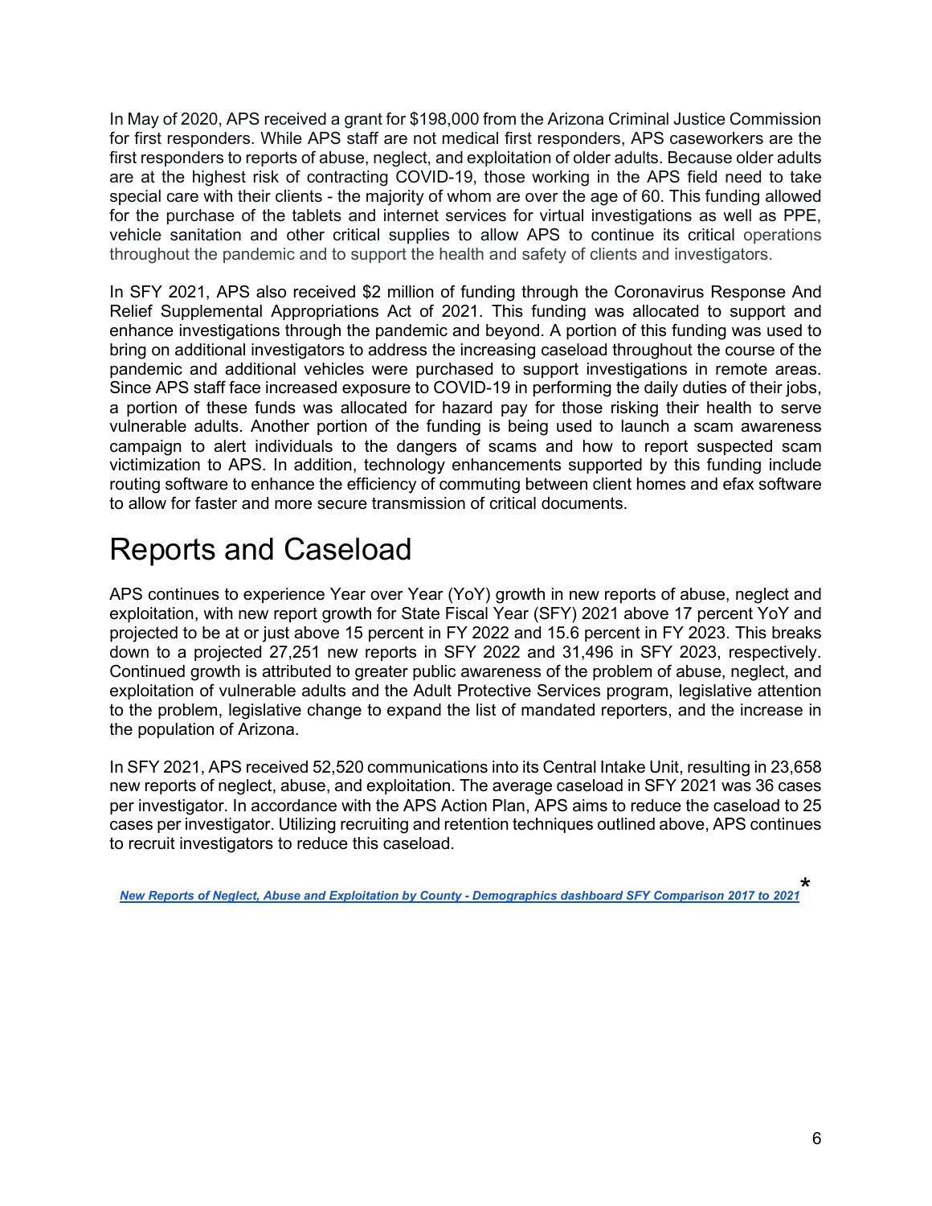In May of 2020, APS received a grant for $198,000 from the Arizona Criminal Justice Commission for first responders. While APS staff are not medical first responders, APS caseworkers are the first responders to reports of abuse, neglect, and exploitation of older adults. Because older adults are at the highest risk of contracting COVID-19, those working in the APS field need to take special care with their clients - the majority of whom are over the age of 60. This funding allowed for the purchase of the tablets and internet services for virtual investigations as well as PPE, vehicle sanitation and other critical supplies to allow APS to continue its critical operations throughout the pandemic and to support the health and safety of clients and investigators.

In SFY 2021, APS also received $2 million of funding through the Coronavirus Response And Relief Supplemental Appropriations Act of 2021. This funding was allocated to support and enhance investigations through the pandemic and beyond. A portion of this funding was used to bring on additional investigators to address the increasing caseload throughout the course of the pandemic and additional vehicles were purchased to support investigations in remote areas. Since APS staff face increased exposure to COVID-19 in performing the daily duties of their jobs, a portion of these funds was allocated for hazard pay for those risking their health to serve vulnerable adults. Another portion of the funding is being used to launch a scam awareness campaign to alert individuals to the dangers of scams and how to report suspected scam victimization to APS. In addition, technology enhancements supported by this funding include routing software to enhance the efficiency of commuting between client homes and efax software to allow for faster and more secure transmission of critical documents.

# Reports and Caseload

APS continues to experience Year over Year (YoY) growth in new reports of abuse, neglect and exploitation, with new report growth for State Fiscal Year (SFY) 2021 above 17 percent YoY and projected to be at or just above 15 percent in FY 2022 and 15.6 percent in FY 2023. This breaks down to a projected 27,251 new reports in SFY 2022 and 31,496 in SFY 2023, respectively. Continued growth is attributed to greater public awareness of the problem of abuse, neglect, and exploitation of vulnerable adults and the Adult Protective Services program, legislative attention to the problem, legislative change to expand the list of mandated reporters, and the increase in the population of Arizona.

In SFY 2021, APS received 52,520 communications into its Central Intake Unit, resulting in 23,658 new reports of neglect, abuse, and exploitation. The average caseload in SFY 2021 was 36 cases per investigator. In accordance with the APS Action Plan, APS aims to reduce the caseload to 25 cases per investigator. Utilizing recruiting and retention techniques outlined above, APS continues to recruit investigators to reduce this caseload.

***New Reports of Neglect, Abuse and Exploitation by County - Demographics dashboard SFY Comparison 2017 to 2021*** *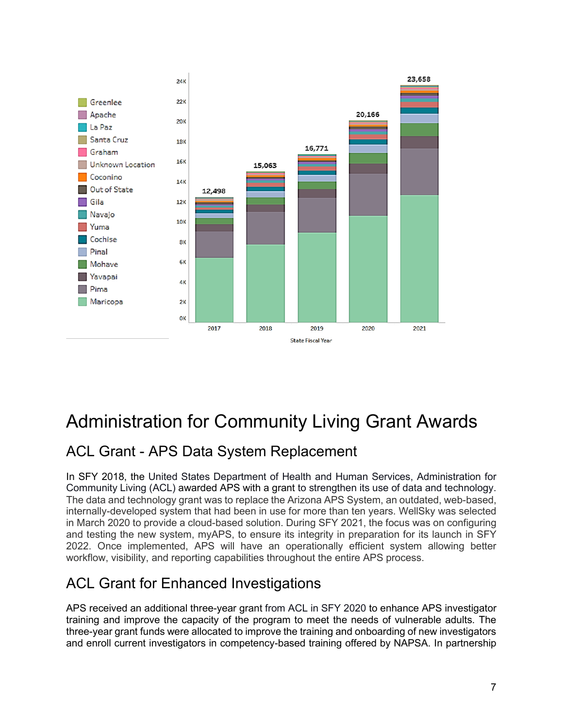# Administration for Community Living Grant Awards

## ACL Grant - APS Data System Replacement

In SFY 2018, the United States Department of Health and Human Services, Administration for Community Living (ACL) awarded APS with a grant to strengthen its use of data and technology. The data and technology grant was to replace the Arizona APS System, an outdated, web-based, internally-developed system that had been in use for more than ten years. WellSky was selected in March 2020 to provide a cloud-based solution. During SFY 2021, the focus was on configuring and testing the new system, myAPS, to ensure its integrity in preparation for its launch in SFY 2022. Once implemented, APS will have an operationally efficient system allowing better workflow, visibility, and reporting capabilities throughout the entire APS process.

## ACL Grant for Enhanced Investigations

APS received an additional three-year grant from ACL in SFY 2020 to enhance APS investigator training and improve the capacity of the program to meet the needs of vulnerable adults. The three-year grant funds were allocated to improve the training and onboarding of new investigators and enroll current investigators in competency-based training offered by NAPSA. In partnership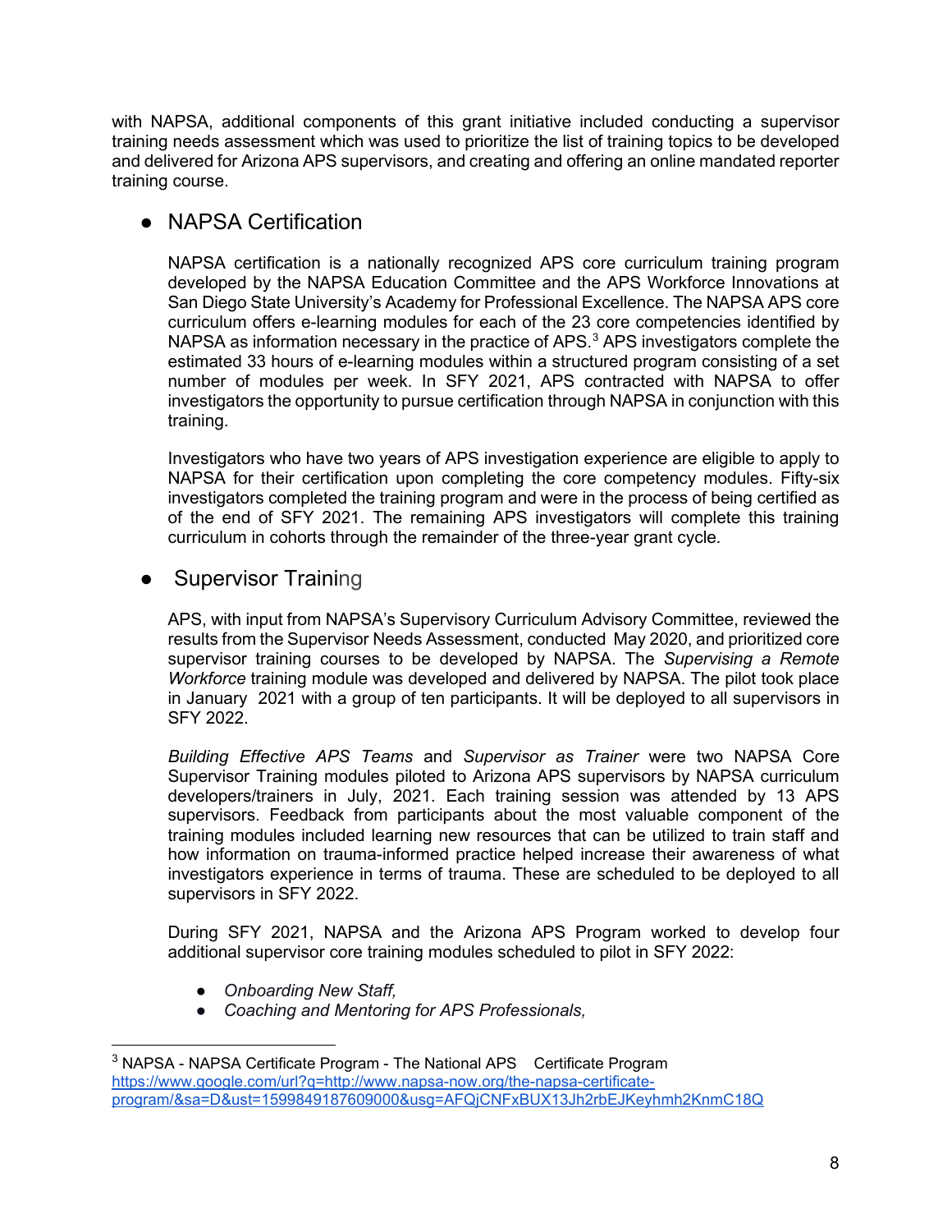with NAPSA, additional components of this grant initiative included conducting a supervisor training needs assessment which was used to prioritize the list of training topics to be developed and delivered for Arizona APS supervisors, and creating and offering an online mandated reporter training course.

- NAPSA Certification

  NAPSA certification is a nationally recognized APS core curriculum training program developed by the NAPSA Education Committee and the APS Workforce Innovations at San Diego State University's Academy for Professional Excellence. The NAPSA APS core curriculum offers e-learning modules for each of the 23 core competencies identified by NAPSA as information necessary in the practice of APS.[3] APS investigators complete the estimated 33 hours of e-learning modules within a structured program consisting of a set number of modules per week. In SFY 2021, APS contracted with NAPSA to offer investigators the opportunity to pursue certification through NAPSA in conjunction with this training.

  Investigators who have two years of APS investigation experience are eligible to apply to NAPSA for their certification upon completing the core competency modules. Fifty-six investigators completed the training program and were in the process of being certified as of the end of SFY 2021. The remaining APS investigators will complete this training curriculum in cohorts through the remainder of the three-year grant cycle.

- Supervisor Training

  APS, with input from NAPSA's Supervisory Curriculum Advisory Committee, reviewed the results from the Supervisor Needs Assessment, conducted May 2020, and prioritized core supervisor training courses to be developed by NAPSA. The *Supervising a Remote Workforce* training module was developed and delivered by NAPSA. The pilot took place in January 2021 with a group of ten participants. It will be deployed to all supervisors in SFY 2022.

  *Building Effective APS Teams* and *Supervisor as Trainer* were two NAPSA Core Supervisor Training modules piloted to Arizona APS supervisors by NAPSA curriculum developers/trainers in July, 2021. Each training session was attended by 13 APS supervisors. Feedback from participants about the most valuable component of the training modules included learning new resources that can be utilized to train staff and how information on trauma-informed practice helped increase their awareness of what investigators experience in terms of trauma. These are scheduled to be deployed to all supervisors in SFY 2022.

  During SFY 2021, NAPSA and the Arizona APS Program worked to develop four additional supervisor core training modules scheduled to pilot in SFY 2022:

  - *Onboarding New Staff,*
  - *Coaching and Mentoring for APS Professionals,*

---

[3] NAPSA - NAPSA Certificate Program - The National APS Certificate Program
https://www.google.com/url?q=http://www.napsa-now.org/the-napsa-certificate-program/&sa=D&ust=1599849187609000&usg=AFQjCNFxBUX13Jh2rbEJKeyhmh2KnmC18Q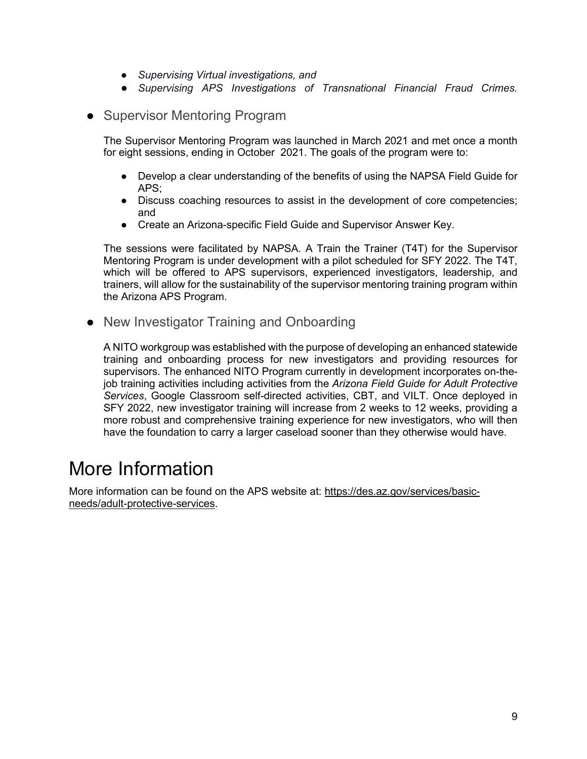- *Supervising Virtual investigations, and*
- *Supervising APS Investigations of Transnational Financial Fraud Crimes.*

- Supervisor Mentoring Program

  The Supervisor Mentoring Program was launched in March 2021 and met once a month for eight sessions, ending in October 2021. The goals of the program were to:

  - Develop a clear understanding of the benefits of using the NAPSA Field Guide for APS;
  - Discuss coaching resources to assist in the development of core competencies; and
  - Create an Arizona-specific Field Guide and Supervisor Answer Key.

  The sessions were facilitated by NAPSA. A Train the Trainer (T4T) for the Supervisor Mentoring Program is under development with a pilot scheduled for SFY 2022. The T4T, which will be offered to APS supervisors, experienced investigators, leadership, and trainers, will allow for the sustainability of the supervisor mentoring training program within the Arizona APS Program.

- New Investigator Training and Onboarding

  A NITO workgroup was established with the purpose of developing an enhanced statewide training and onboarding process for new investigators and providing resources for supervisors. The enhanced NITO Program currently in development incorporates on-the-job training activities including activities from the *Arizona Field Guide for Adult Protective Services*, Google Classroom self-directed activities, CBT, and VILT. Once deployed in SFY 2022, new investigator training will increase from 2 weeks to 12 weeks, providing a more robust and comprehensive training experience for new investigators, who will then have the foundation to carry a larger caseload sooner than they otherwise would have.

# More Information

More information can be found on the APS website at: https://des.az.gov/services/basic-needs/adult-protective-services.